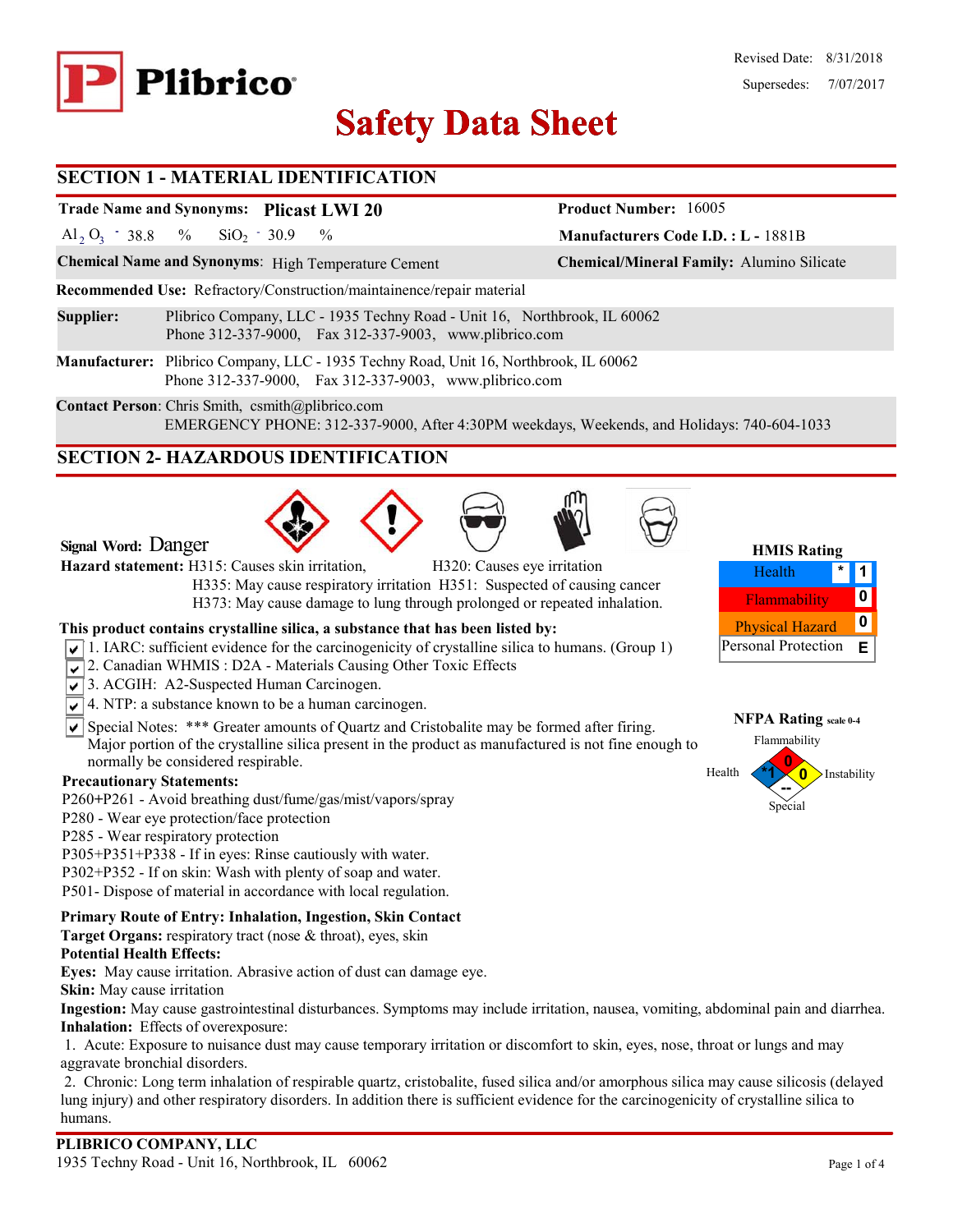Revised Date: 8/31/2018
Supersedes: 7/07/2017

# Plibrico Safety Data Sheet

## SECTION 1 - MATERIAL IDENTIFICATION

**Trade Name and Synonyms:** **Plicast LWI 20**
**Product Number:** 16005

$Al_2O_3$ - 38.8 % $SiO_2$ - 30.9 %
**Manufacturers Code I.D. :** **L -** 1881B

**Chemical Name and Synonyms**: High Temperature Cement
**Chemical/Mineral Family:** Alumino Silicate

**Recommended Use:** Refractory/Construction/maintainence/repair material

**Supplier:** Plibrico Company, LLC - 1935 Techny Road - Unit 16, Northbrook, IL 60062
Phone 312-337-9000, Fax 312-337-9003, www.plibrico.com

**Manufacturer:** Plibrico Company, LLC - 1935 Techny Road, Unit 16, Northbrook, IL 60062
Phone 312-337-9000, Fax 312-337-9003, www.plibrico.com

**Contact Person**: Chris Smith, csmith@plibrico.com
EMERGENCY PHONE: 312-337-9000, After 4:30PM weekdays, Weekends, and Holidays: 740-604-1033

## SECTION 2- HAZARDOUS IDENTIFICATION

**Signal Word:** Danger

**Hazard statement:** H315: Causes skin irritation, H320: Causes eye irritation
H335: May cause respiratory irritation H351: Suspected of causing cancer
H373: May cause damage to lung through prolonged or repeated inhalation.

**HMIS Rating**

| | | |
|---|---|---|
| Health | * | 1 |
| Flammability | | 0 |
| Physical Hazard | | 0 |
| Personal Protection | | E |

**NFPA Rating** scale 0-4

Flammability: 0
Health: *1
Instability: 0
Special: --

**This product contains crystalline silica, a substance that has been listed by:**

- [x] 1. IARC: sufficient evidence for the carcinogenicity of crystalline silica to humans. (Group 1)
- [x] 2. Canadian WHMIS : D2A - Materials Causing Other Toxic Effects
- [x] 3. ACGIH: A2-Suspected Human Carcinogen.
- [x] 4. NTP: a substance known to be a human carcinogen.
- [x] Special Notes: *** Greater amounts of Quartz and Cristobalite may be formed after firing. Major portion of the crystalline silica present in the product as manufactured is not fine enough to normally be considered respirable.

**Precautionary Statements:**

P260+P261 - Avoid breathing dust/fume/gas/mist/vapors/spray
P280 - Wear eye protection/face protection
P285 - Wear respiratory protection
P305+P351+P338 - If in eyes: Rinse cautiously with water.
P302+P352 - If on skin: Wash with plenty of soap and water.
P501- Dispose of material in accordance with local regulation.

**Primary Route of Entry: Inhalation, Ingestion, Skin Contact**
**Target Organs:** respiratory tract (nose & throat), eyes, skin
**Potential Health Effects:**
**Eyes:** May cause irritation. Abrasive action of dust can damage eye.
**Skin:** May cause irritation
**Ingestion:** May cause gastrointestinal disturbances. Symptoms may include irritation, nausea, vomiting, abdominal pain and diarrhea.
**Inhalation:** Effects of overexposure:

1. Acute: Exposure to nuisance dust may cause temporary irritation or discomfort to skin, eyes, nose, throat or lungs and may aggravate bronchial disorders.
2. Chronic: Long term inhalation of respirable quartz, cristobalite, fused silica and/or amorphous silica may cause silicosis (delayed lung injury) and other respiratory disorders. In addition there is sufficient evidence for the carcinogenicity of crystalline silica to humans.

**PLIBRICO COMPANY, LLC**
1935 Techny Road - Unit 16, Northbrook, IL 60062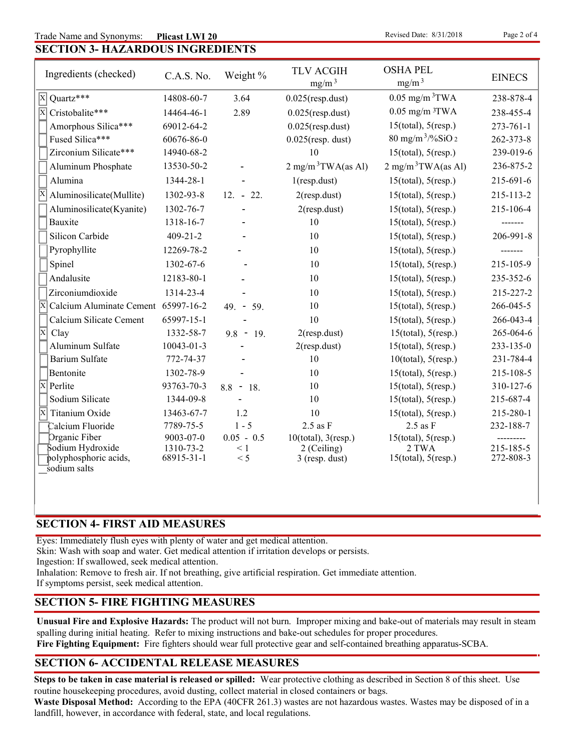## SECTION 3- HAZARDOUS INGREDIENTS

| Ingredients (checked) | C.A.S. No. | Weight % | TLV ACGIH $mg/m^3$ | OSHA PEL $mg/m^3$ | EINECS |
|---|---|---|---|---|---|
| [X] Quartz*** | 14808-60-7 | 3.64 | 0.025(resp.dust) | 0.05 $mg/m^3$TWA | 238-878-4 |
| [X] Cristobalite*** | 14464-46-1 | 2.89 | 0.025(resp.dust) | 0.05 $mg/m^3$TWA | 238-455-4 |
| [ ] Amorphous Silica*** | 69012-64-2 | | 0.025(resp.dust) | 15(total), 5(resp.) | 273-761-1 |
| [ ] Fused Silica*** | 60676-86-0 | | 0.025(resp. dust) | 80 $mg/m^3$/%$SiO_2$ | 262-373-8 |
| [ ] Zirconium Silicate*** | 14940-68-2 | | 10 | 15(total), 5(resp.) | 239-019-6 |
| [ ] Aluminum Phosphate | 13530-50-2 | - | 2 $mg/m^3$TWA(as Al) | 2 $mg/m^3$TWA(as Al) | 236-875-2 |
| [ ] Alumina | 1344-28-1 | - | 1(resp.dust) | 15(total), 5(resp.) | 215-691-6 |
| [X] Aluminosilicate(Mullite) | 1302-93-8 | 12. - 22. | 2(resp.dust) | 15(total), 5(resp.) | 215-113-2 |
| [ ] Aluminosilicate(Kyanite) | 1302-76-7 | - | 2(resp.dust) | 15(total), 5(resp.) | 215-106-4 |
| [ ] Bauxite | 1318-16-7 | - | 10 | 15(total), 5(resp.) | ------- |
| [ ] Silicon Carbide | 409-21-2 | - | 10 | 15(total), 5(resp.) | 206-991-8 |
| [ ] Pyrophyllite | 12269-78-2 | - | 10 | 15(total), 5(resp.) | ------- |
| [ ] Spinel | 1302-67-6 | - | 10 | 15(total), 5(resp.) | 215-105-9 |
| [ ] Andalusite | 12183-80-1 | - | 10 | 15(total), 5(resp.) | 235-352-6 |
| [ ] Zirconiumdioxide | 1314-23-4 | - | 10 | 15(total), 5(resp.) | 215-227-2 |
| [X] Calcium Aluminate Cement | 65997-16-2 | 49. - 59. | 10 | 15(total), 5(resp.) | 266-045-5 |
| [ ] Calcium Silicate Cement | 65997-15-1 | - | 10 | 15(total), 5(resp.) | 266-043-4 |
| [X] Clay | 1332-58-7 | 9.8 - 19. | 2(resp.dust) | 15(total), 5(resp.) | 265-064-6 |
| [ ] Aluminum Sulfate | 10043-01-3 | - | 2(resp.dust) | 15(total), 5(resp.) | 233-135-0 |
| [ ] Barium Sulfate | 772-74-37 | - | 10 | 10(total), 5(resp.) | 231-784-4 |
| [ ] Bentonite | 1302-78-9 | - | 10 | 15(total), 5(resp.) | 215-108-5 |
| [X] Perlite | 93763-70-3 | 8.8 - 18. | 10 | 15(total), 5(resp.) | 310-127-6 |
| [ ] Sodium Silicate | 1344-09-8 | - | 10 | 15(total), 5(resp.) | 215-687-4 |
| [X] Titanium Oxide | 13463-67-7 | 1.2 | 10 | 15(total), 5(resp.) | 215-280-1 |
| [ ] Calcium Fluoride | 7789-75-5 | 1 - 5 | 2.5 as F | 2.5 as F | 232-188-7 |
| [ ] Organic Fiber | 9003-07-0 | 0.05 - 0.5 | 10(total), 3(resp.) | 15(total), 5(resp.) | --------- |
| [ ] Sodium Hydroxide | 1310-73-2 | < 1 | 2 (Ceiling) | 2 TWA | 215-185-5 |
| [ ] polyphosphoric acids, sodium salts | 68915-31-1 | < 5 | 3 (resp. dust) | 15(total), 5(resp.) | 272-808-3 |

## SECTION 4- FIRST AID MEASURES

Eyes: Immediately flush eyes with plenty of water and get medical attention.
Skin: Wash with soap and water. Get medical attention if irritation develops or persists.
Ingestion: If swallowed, seek medical attention.
Inhalation: Remove to fresh air. If not breathing, give artificial respiration. Get immediate attention.
If symptoms persist, seek medical attention.

## SECTION 5- FIRE FIGHTING MEASURES

**Unusual Fire and Explosive Hazards:** The product will not burn. Improper mixing and bake-out of materials may result in steam spalling during initial heating. Refer to mixing instructions and bake-out schedules for proper procedures.
**Fire Fighting Equipment:** Fire fighters should wear full protective gear and self-contained breathing apparatus-SCBA.

## SECTION 6- ACCIDENTAL RELEASE MEASURES

**Steps to be taken in case material is released or spilled:** Wear protective clothing as described in Section 8 of this sheet. Use routine housekeeping procedures, avoid dusting, collect material in closed containers or bags.
**Waste Disposal Method:** According to the EPA (40CFR 261.3) wastes are not hazardous wastes. Wastes may be disposed of in a landfill, however, in accordance with federal, state, and local regulations.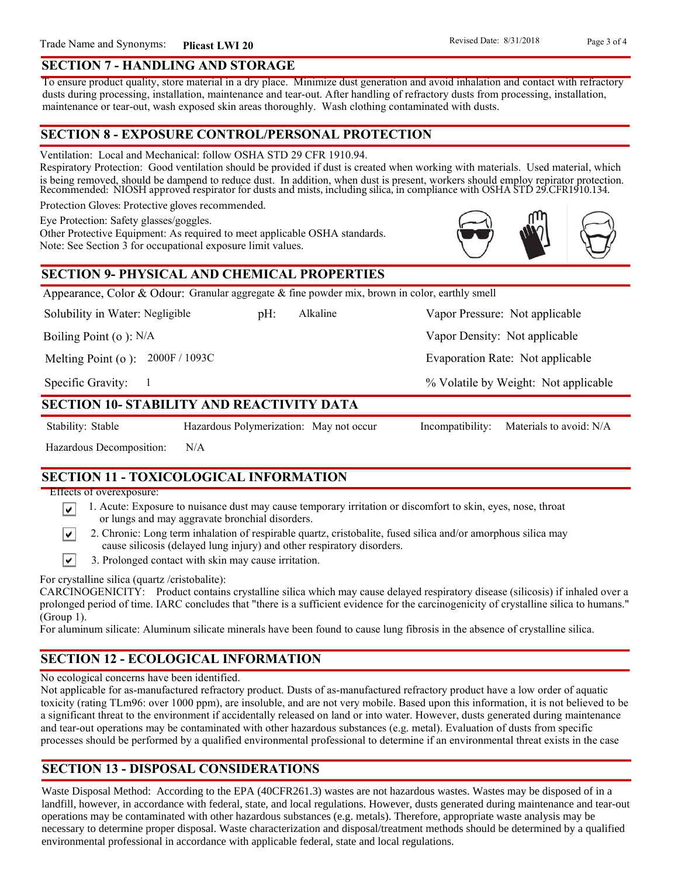## SECTION 7 - HANDLING AND STORAGE

To ensure product quality, store material in a dry place. Minimize dust generation and avoid inhalation and contact with refractory dusts during processing, installation, maintenance and tear-out. After handling of refractory dusts from processing, installation, maintenance or tear-out, wash exposed skin areas thoroughly. Wash clothing contaminated with dusts.

## SECTION 8 - EXPOSURE CONTROL/PERSONAL PROTECTION

Ventilation: Local and Mechanical: follow OSHA STD 29 CFR 1910.94.

Respiratory Protection: Good ventilation should be provided if dust is created when working with materials. Used material, which is being removed, should be dampend to reduce dust. In addition, when dust is present, workers should employ repirator protection. Recommended: NIOSH approved respirator for dusts and mists, including silica, in compliance with OSHA STD 29.CFR1910.134.

Protection Gloves: Protective gloves recommended.

Eye Protection: Safety glasses/goggles.

Other Protective Equipment: As required to meet applicable OSHA standards.

Note: See Section 3 for occupational exposure limit values.

## SECTION 9- PHYSICAL AND CHEMICAL PROPERTIES

Appearance, Color & Odour: Granular aggregate & fine powder mix, brown in color, earthly smell

| | | | |
|---|---|---|---|
| Solubility in Water: Negligible | pH: Alkaline | Vapor Pressure: Not applicable |
| Boiling Point (o ): N/A | | Vapor Density: Not applicable |
| Melting Point (o ): 2000F / 1093C | | Evaporation Rate: Not applicable |
| Specific Gravity: 1 | | % Volatile by Weight: Not applicable |

## SECTION 10- STABILITY AND REACTIVITY DATA

Stability: Stable

Hazardous Polymerization: May not occur

Incompatibility: Materials to avoid: N/A

Hazardous Decomposition: N/A

## SECTION 11 - TOXICOLOGICAL INFORMATION

Effects of overexposure:

- ☑ 1. Acute: Exposure to nuisance dust may cause temporary irritation or discomfort to skin, eyes, nose, throat or lungs and may aggravate bronchial disorders.
- ☑ 2. Chronic: Long term inhalation of respirable quartz, cristobalite, fused silica and/or amorphous silica may cause silicosis (delayed lung injury) and other respiratory disorders.
- ☑ 3. Prolonged contact with skin may cause irritation.

For crystalline silica (quartz /cristobalite):

CARCINOGENICITY: Product contains crystalline silica which may cause delayed respiratory disease (silicosis) if inhaled over a prolonged period of time. IARC concludes that "there is a sufficient evidence for the carcinogenicity of crystalline silica to humans." (Group 1).

For aluminum silicate: Aluminum silicate minerals have been found to cause lung fibrosis in the absence of crystalline silica.

## SECTION 12 - ECOLOGICAL INFORMATION

No ecological concerns have been identified.

Not applicable for as-manufactured refractory product. Dusts of as-manufactured refractory product have a low order of aquatic toxicity (rating TLm96: over 1000 ppm), are insoluble, and are not very mobile. Based upon this information, it is not believed to be a significant threat to the environment if accidentally released on land or into water. However, dusts generated during maintenance and tear-out operations may be contaminated with other hazardous substances (e.g. metal). Evaluation of dusts from specific processes should be performed by a qualified environmental professional to determine if an environmental threat exists in the case

## SECTION 13 - DISPOSAL CONSIDERATIONS

Waste Disposal Method: According to the EPA (40CFR261.3) wastes are not hazardous wastes. Wastes may be disposed of in a landfill, however, in accordance with federal, state, and local regulations. However, dusts generated during maintenance and tear-out operations may be contaminated with other hazardous substances (e.g. metals). Therefore, appropriate waste analysis may be necessary to determine proper disposal. Waste characterization and disposal/treatment methods should be determined by a qualified environmental professional in accordance with applicable federal, state and local regulations.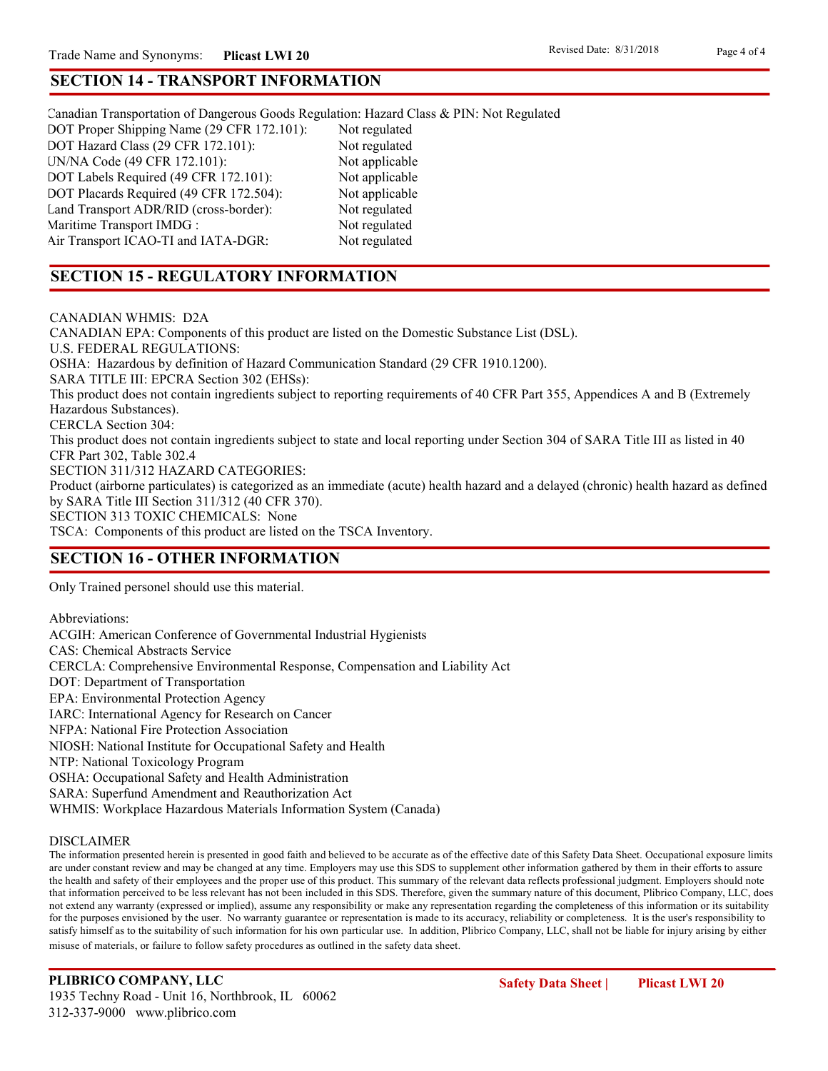## SECTION 14 - TRANSPORT INFORMATION

Canadian Transportation of Dangerous Goods Regulation: Hazard Class & PIN: Not Regulated

| | |
|---|---|
| DOT Proper Shipping Name (29 CFR 172.101): | Not regulated |
| DOT Hazard Class (29 CFR 172.101): | Not regulated |
| UN/NA Code (49 CFR 172.101): | Not applicable |
| DOT Labels Required (49 CFR 172.101): | Not applicable |
| DOT Placards Required (49 CFR 172.504): | Not applicable |
| Land Transport ADR/RID (cross-border): | Not regulated |
| Maritime Transport IMDG : | Not regulated |
| Air Transport ICAO-TI and IATA-DGR: | Not regulated |

## SECTION 15 - REGULATORY INFORMATION

CANADIAN WHMIS: D2A

CANADIAN EPA: Components of this product are listed on the Domestic Substance List (DSL).

U.S. FEDERAL REGULATIONS:

OSHA: Hazardous by definition of Hazard Communication Standard (29 CFR 1910.1200).

SARA TITLE III: EPCRA Section 302 (EHSs):

This product does not contain ingredients subject to reporting requirements of 40 CFR Part 355, Appendices A and B (Extremely Hazardous Substances).

CERCLA Section 304:

This product does not contain ingredients subject to state and local reporting under Section 304 of SARA Title III as listed in 40 CFR Part 302, Table 302.4

SECTION 311/312 HAZARD CATEGORIES:

Product (airborne particulates) is categorized as an immediate (acute) health hazard and a delayed (chronic) health hazard as defined by SARA Title III Section 311/312 (40 CFR 370).

SECTION 313 TOXIC CHEMICALS: None

TSCA: Components of this product are listed on the TSCA Inventory.

## SECTION 16 - OTHER INFORMATION

Only Trained personel should use this material.

Abbreviations:

ACGIH: American Conference of Governmental Industrial Hygienists
CAS: Chemical Abstracts Service
CERCLA: Comprehensive Environmental Response, Compensation and Liability Act
DOT: Department of Transportation
EPA: Environmental Protection Agency
IARC: International Agency for Research on Cancer
NFPA: National Fire Protection Association
NIOSH: National Institute for Occupational Safety and Health
NTP: National Toxicology Program
OSHA: Occupational Safety and Health Administration
SARA: Superfund Amendment and Reauthorization Act
WHMIS: Workplace Hazardous Materials Information System (Canada)

DISCLAIMER

The information presented herein is presented in good faith and believed to be accurate as of the effective date of this Safety Data Sheet. Occupational exposure limits are under constant review and may be changed at any time. Employers may use this SDS to supplement other information gathered by them in their efforts to assure the health and safety of their employees and the proper use of this product. This summary of the relevant data reflects professional judgment. Employers should note that information perceived to be less relevant has not been included in this SDS. Therefore, given the summary nature of this document, Plibrico Company, LLC, does not extend any warranty (expressed or implied), assume any responsibility or make any representation regarding the completeness of this information or its suitability for the purposes envisioned by the user. No warranty guarantee or representation is made to its accuracy, reliability or completeness. It is the user's responsibility to satisfy himself as to the suitability of such information for his own particular use. In addition, Plibrico Company, LLC, shall not be liable for injury arising by either misuse of materials, or failure to follow safety procedures as outlined in the safety data sheet.

**PLIBRICO COMPANY, LLC**
1935 Techny Road - Unit 16, Northbrook, IL 60062
312-337-9000 www.plibrico.com